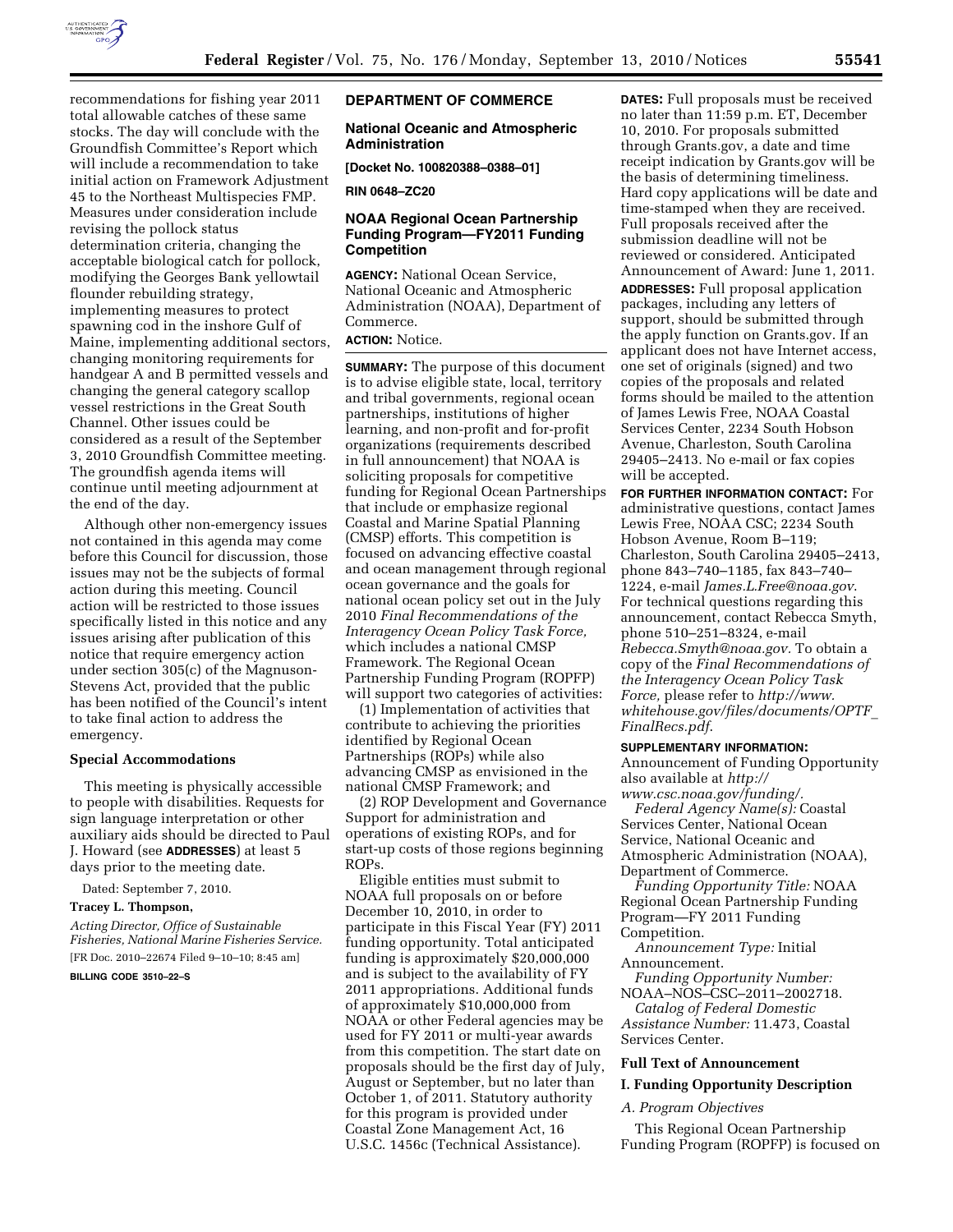recommendations for fishing year 2011 total allowable catches of these same stocks. The day will conclude with the Groundfish Committee's Report which will include a recommendation to take initial action on Framework Adjustment 45 to the Northeast Multispecies FMP. Measures under consideration include revising the pollock status determination criteria, changing the acceptable biological catch for pollock, modifying the Georges Bank yellowtail flounder rebuilding strategy, implementing measures to protect spawning cod in the inshore Gulf of Maine, implementing additional sectors, changing monitoring requirements for handgear A and B permitted vessels and changing the general category scallop vessel restrictions in the Great South Channel. Other issues could be considered as a result of the September 3, 2010 Groundfish Committee meeting. The groundfish agenda items will continue until meeting adjournment at the end of the day.

Although other non-emergency issues not contained in this agenda may come before this Council for discussion, those issues may not be the subjects of formal action during this meeting. Council action will be restricted to those issues specifically listed in this notice and any issues arising after publication of this notice that require emergency action under section 305(c) of the Magnuson-Stevens Act, provided that the public has been notified of the Council's intent to take final action to address the emergency.

### Special Accommodations

This meeting is physically accessible to people with disabilities. Requests for sign language interpretation or other auxiliary aids should be directed to Paul J. Howard (see **ADDRESSES**) at least 5 days prior to the meeting date.

Dated: September 7, 2010.

**Tracey L. Thompson,**

*Acting Director, Office of Sustainable Fisheries, National Marine Fisheries Service.*

[FR Doc. 2010–22674 Filed 9–10–10; 8:45 am]

**BILLING CODE 3510–22–S**

## DEPARTMENT OF COMMERCE

### National Oceanic and Atmospheric Administration

**[Docket No. 100820388–0388–01]**

**RIN 0648–ZC20**

### NOAA Regional Ocean Partnership Funding Program—FY2011 Funding Competition

**AGENCY:** National Ocean Service, National Oceanic and Atmospheric Administration (NOAA), Department of Commerce.

**ACTION:** Notice.

**SUMMARY:** The purpose of this document is to advise eligible state, local, territory and tribal governments, regional ocean partnerships, institutions of higher learning, and non-profit and for-profit organizations (requirements described in full announcement) that NOAA is soliciting proposals for competitive funding for Regional Ocean Partnerships that include or emphasize regional Coastal and Marine Spatial Planning (CMSP) efforts. This competition is focused on advancing effective coastal and ocean management through regional ocean governance and the goals for national ocean policy set out in the July 2010 *Final Recommendations of the Interagency Ocean Policy Task Force,* which includes a national CMSP Framework. The Regional Ocean Partnership Funding Program (ROPFP) will support two categories of activities:

(1) Implementation of activities that contribute to achieving the priorities identified by Regional Ocean Partnerships (ROPs) while also advancing CMSP as envisioned in the national CMSP Framework; and

(2) ROP Development and Governance Support for administration and operations of existing ROPs, and for start-up costs of those regions beginning ROPs.

Eligible entities must submit to NOAA full proposals on or before December 10, 2010, in order to participate in this Fiscal Year (FY) 2011 funding opportunity. Total anticipated funding is approximately $20,000,000 and is subject to the availability of FY 2011 appropriations. Additional funds of approximately $10,000,000 from NOAA or other Federal agencies may be used for FY 2011 or multi-year awards from this competition. The start date on proposals should be the first day of July, August or September, but no later than October 1, of 2011. Statutory authority for this program is provided under Coastal Zone Management Act, 16 U.S.C. 1456c (Technical Assistance).

**DATES:** Full proposals must be received no later than 11:59 p.m. ET, December 10, 2010. For proposals submitted through Grants.gov, a date and time receipt indication by Grants.gov will be the basis of determining timeliness. Hard copy applications will be date and time-stamped when they are received. Full proposals received after the submission deadline will not be reviewed or considered. Anticipated Announcement of Award: June 1, 2011.

**ADDRESSES:** Full proposal application packages, including any letters of support, should be submitted through the apply function on Grants.gov. If an applicant does not have Internet access, one set of originals (signed) and two copies of the proposals and related forms should be mailed to the attention of James Lewis Free, NOAA Coastal Services Center, 2234 South Hobson Avenue, Charleston, South Carolina 29405–2413. No e-mail or fax copies will be accepted.

**FOR FURTHER INFORMATION CONTACT:** For administrative questions, contact James Lewis Free, NOAA CSC; 2234 South Hobson Avenue, Room B–119; Charleston, South Carolina 29405–2413, phone 843–740–1185, fax 843–740–1224, e-mail *James.L.Free@noaa.gov*. For technical questions regarding this announcement, contact Rebecca Smyth, phone 510–251–8324, e-mail *Rebecca.Smyth@noaa.gov*. To obtain a copy of the *Final Recommendations of the Interagency Ocean Policy Task Force,* please refer to *http://www.whitehouse.gov/files/documents/OPTF_FinalRecs.pdf*.

**SUPPLEMENTARY INFORMATION:**

Announcement of Funding Opportunity also available at *http://www.csc.noaa.gov/funding/*.

*Federal Agency Name(s):* Coastal Services Center, National Ocean Service, National Oceanic and Atmospheric Administration (NOAA), Department of Commerce.

*Funding Opportunity Title:* NOAA Regional Ocean Partnership Funding Program—FY 2011 Funding Competition.

*Announcement Type:* Initial Announcement.

*Funding Opportunity Number:* NOAA–NOS–CSC–2011–2002718.

*Catalog of Federal Domestic Assistance Number:* 11.473, Coastal Services Center.

### Full Text of Announcement

### I. Funding Opportunity Description

*A. Program Objectives*

This Regional Ocean Partnership Funding Program (ROPFP) is focused on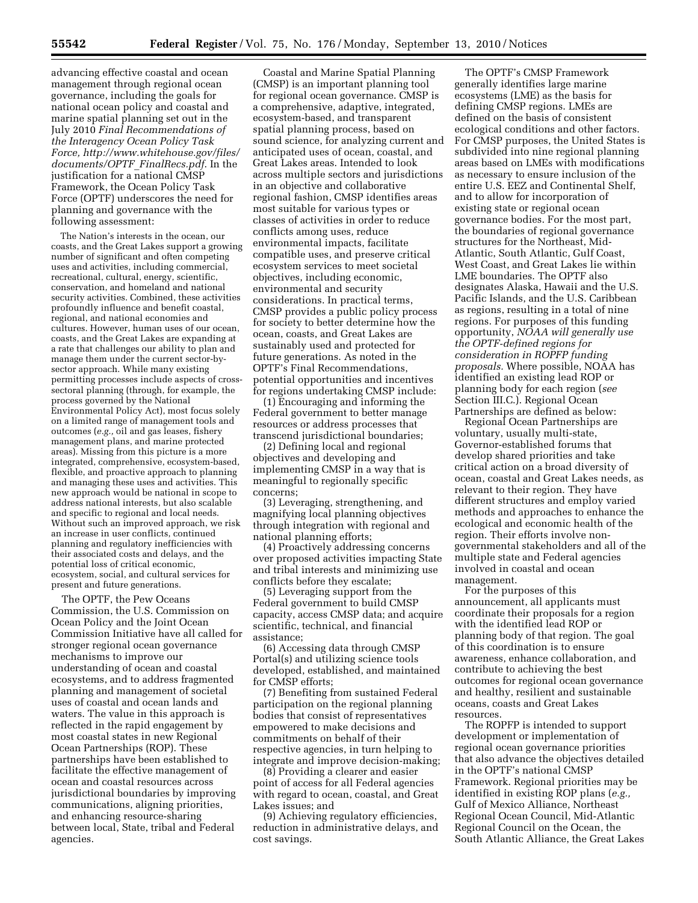advancing effective coastal and ocean management through regional ocean governance, including the goals for national ocean policy and coastal and marine spatial planning set out in the July 2010 *Final Recommendations of the Interagency Ocean Policy Task Force, http://www.whitehouse.gov/files/documents/OPTF_FinalRecs.pdf*. In the justification for a national CMSP Framework, the Ocean Policy Task Force (OPTF) underscores the need for planning and governance with the following assessment:

> The Nation's interests in the ocean, our coasts, and the Great Lakes support a growing number of significant and often competing uses and activities, including commercial, recreational, cultural, energy, scientific, conservation, and homeland and national security activities. Combined, these activities profoundly influence and benefit coastal, regional, and national economies and cultures. However, human uses of our ocean, coasts, and the Great Lakes are expanding at a rate that challenges our ability to plan and manage them under the current sector-by-sector approach. While many existing permitting processes include aspects of cross-sectoral planning (through, for example, the process governed by the National Environmental Policy Act), most focus solely on a limited range of management tools and outcomes (*e.g.,* oil and gas leases, fishery management plans, and marine protected areas). Missing from this picture is a more integrated, comprehensive, ecosystem-based, flexible, and proactive approach to planning and managing these uses and activities. This new approach would be national in scope to address national interests, but also scalable and specific to regional and local needs. Without such an improved approach, we risk an increase in user conflicts, continued planning and regulatory inefficiencies with their associated costs and delays, and the potential loss of critical economic, ecosystem, social, and cultural services for present and future generations.

The OPTF, the Pew Oceans Commission, the U.S. Commission on Ocean Policy and the Joint Ocean Commission Initiative have all called for stronger regional ocean governance mechanisms to improve our understanding of ocean and coastal ecosystems, and to address fragmented planning and management of societal uses of coastal and ocean lands and waters. The value in this approach is reflected in the rapid engagement by most coastal states in new Regional Ocean Partnerships (ROP). These partnerships have been established to facilitate the effective management of ocean and coastal resources across jurisdictional boundaries by improving communications, aligning priorities, and enhancing resource-sharing between local, State, tribal and Federal agencies.

Coastal and Marine Spatial Planning (CMSP) is an important planning tool for regional ocean governance. CMSP is a comprehensive, adaptive, integrated, ecosystem-based, and transparent spatial planning process, based on sound science, for analyzing current and anticipated uses of ocean, coastal, and Great Lakes areas. Intended to look across multiple sectors and jurisdictions in an objective and collaborative regional fashion, CMSP identifies areas most suitable for various types or classes of activities in order to reduce conflicts among uses, reduce environmental impacts, facilitate compatible uses, and preserve critical ecosystem services to meet societal objectives, including economic, environmental and security considerations. In practical terms, CMSP provides a public policy process for society to better determine how the ocean, coasts, and Great Lakes are sustainably used and protected for future generations. As noted in the OPTF's Final Recommendations, potential opportunities and incentives for regions undertaking CMSP include:

(1) Encouraging and informing the Federal government to better manage resources or address processes that transcend jurisdictional boundaries;

(2) Defining local and regional objectives and developing and implementing CMSP in a way that is meaningful to regionally specific concerns;

(3) Leveraging, strengthening, and magnifying local planning objectives through integration with regional and national planning efforts;

(4) Proactively addressing concerns over proposed activities impacting State and tribal interests and minimizing use conflicts before they escalate;

(5) Leveraging support from the Federal government to build CMSP capacity, access CMSP data; and acquire scientific, technical, and financial assistance;

(6) Accessing data through CMSP Portal(s) and utilizing science tools developed, established, and maintained for CMSP efforts;

(7) Benefiting from sustained Federal participation on the regional planning bodies that consist of representatives empowered to make decisions and commitments on behalf of their respective agencies, in turn helping to integrate and improve decision-making;

(8) Providing a clearer and easier point of access for all Federal agencies with regard to ocean, coastal, and Great Lakes issues; and

(9) Achieving regulatory efficiencies, reduction in administrative delays, and cost savings.

The OPTF's CMSP Framework generally identifies large marine ecosystems (LME) as the basis for defining CMSP regions. LMEs are defined on the basis of consistent ecological conditions and other factors. For CMSP purposes, the United States is subdivided into nine regional planning areas based on LMEs with modifications as necessary to ensure inclusion of the entire U.S. EEZ and Continental Shelf, and to allow for incorporation of existing state or regional ocean governance bodies. For the most part, the boundaries of regional governance structures for the Northeast, Mid-Atlantic, South Atlantic, Gulf Coast, West Coast, and Great Lakes lie within LME boundaries. The OPTF also designates Alaska, Hawaii and the U.S. Pacific Islands, and the U.S. Caribbean as regions, resulting in a total of nine regions. For purposes of this funding opportunity, *NOAA will generally use the OPTF-defined regions for consideration in ROPFP funding proposals.* Where possible, NOAA has identified an existing lead ROP or planning body for each region (*see* Section III.C.). Regional Ocean Partnerships are defined as below:

Regional Ocean Partnerships are voluntary, usually multi-state, Governor-established forums that develop shared priorities and take critical action on a broad diversity of ocean, coastal and Great Lakes needs, as relevant to their region. They have different structures and employ varied methods and approaches to enhance the ecological and economic health of the region. Their efforts involve non-governmental stakeholders and all of the multiple state and Federal agencies involved in coastal and ocean management.

For the purposes of this announcement, all applicants must coordinate their proposals for a region with the identified lead ROP or planning body of that region. The goal of this coordination is to ensure awareness, enhance collaboration, and contribute to achieving the best outcomes for regional ocean governance and healthy, resilient and sustainable oceans, coasts and Great Lakes resources.

The ROPFP is intended to support development or implementation of regional ocean governance priorities that also advance the objectives detailed in the OPTF's national CMSP Framework. Regional priorities may be identified in existing ROP plans (*e.g.,* Gulf of Mexico Alliance, Northeast Regional Ocean Council, Mid-Atlantic Regional Council on the Ocean, the South Atlantic Alliance, the Great Lakes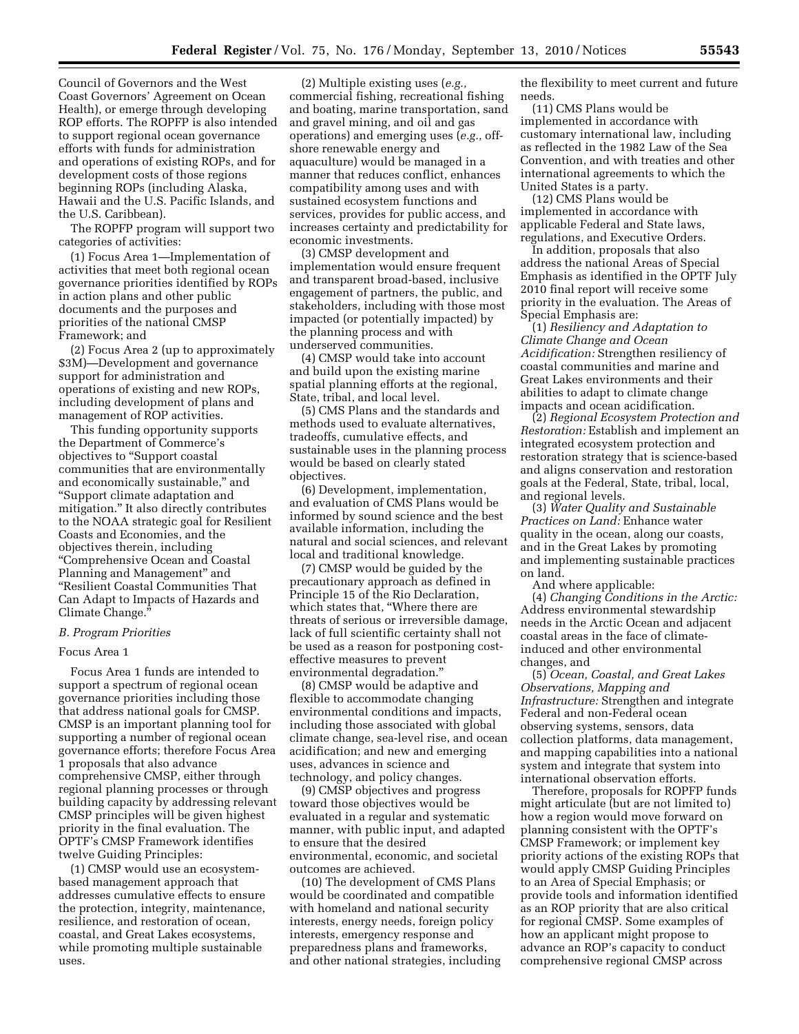Council of Governors and the West Coast Governors' Agreement on Ocean Health), or emerge through developing ROP efforts. The ROPFP is also intended to support regional ocean governance efforts with funds for administration and operations of existing ROPs, and for development costs of those regions beginning ROPs (including Alaska, Hawaii and the U.S. Pacific Islands, and the U.S. Caribbean).

The ROPFP program will support two categories of activities:

(1) Focus Area 1—Implementation of activities that meet both regional ocean governance priorities identified by ROPs in action plans and other public documents and the purposes and priorities of the national CMSP Framework; and

(2) Focus Area 2 (up to approximately $3M)—Development and governance support for administration and operations of existing and new ROPs, including development of plans and management of ROP activities.

This funding opportunity supports the Department of Commerce's objectives to "Support coastal communities that are environmentally and economically sustainable," and "Support climate adaptation and mitigation." It also directly contributes to the NOAA strategic goal for Resilient Coasts and Economies, and the objectives therein, including "Comprehensive Ocean and Coastal Planning and Management" and "Resilient Coastal Communities That Can Adapt to Impacts of Hazards and Climate Change."

*B. Program Priorities*

Focus Area 1

Focus Area 1 funds are intended to support a spectrum of regional ocean governance priorities including those that address national goals for CMSP. CMSP is an important planning tool for supporting a number of regional ocean governance efforts; therefore Focus Area 1 proposals that also advance comprehensive CMSP, either through regional planning processes or through building capacity by addressing relevant CMSP principles will be given highest priority in the final evaluation. The OPTF's CMSP Framework identifies twelve Guiding Principles:

(1) CMSP would use an ecosystem-based management approach that addresses cumulative effects to ensure the protection, integrity, maintenance, resilience, and restoration of ocean, coastal, and Great Lakes ecosystems, while promoting multiple sustainable uses.

(2) Multiple existing uses (*e.g.,* commercial fishing, recreational fishing and boating, marine transportation, sand and gravel mining, and oil and gas operations) and emerging uses (*e.g.,* off-shore renewable energy and aquaculture) would be managed in a manner that reduces conflict, enhances compatibility among uses and with sustained ecosystem functions and services, provides for public access, and increases certainty and predictability for economic investments.

(3) CMSP development and implementation would ensure frequent and transparent broad-based, inclusive engagement of partners, the public, and stakeholders, including with those most impacted (or potentially impacted) by the planning process and with underserved communities.

(4) CMSP would take into account and build upon the existing marine spatial planning efforts at the regional, State, tribal, and local level.

(5) CMS Plans and the standards and methods used to evaluate alternatives, tradeoffs, cumulative effects, and sustainable uses in the planning process would be based on clearly stated objectives.

(6) Development, implementation, and evaluation of CMS Plans would be informed by sound science and the best available information, including the natural and social sciences, and relevant local and traditional knowledge.

(7) CMSP would be guided by the precautionary approach as defined in Principle 15 of the Rio Declaration, which states that, "Where there are threats of serious or irreversible damage, lack of full scientific certainty shall not be used as a reason for postponing cost-effective measures to prevent environmental degradation."

(8) CMSP would be adaptive and flexible to accommodate changing environmental conditions and impacts, including those associated with global climate change, sea-level rise, and ocean acidification; and new and emerging uses, advances in science and technology, and policy changes.

(9) CMSP objectives and progress toward those objectives would be evaluated in a regular and systematic manner, with public input, and adapted to ensure that the desired environmental, economic, and societal outcomes are achieved.

(10) The development of CMS Plans would be coordinated and compatible with homeland and national security interests, energy needs, foreign policy interests, emergency response and preparedness plans and frameworks, and other national strategies, including the flexibility to meet current and future needs.

(11) CMS Plans would be implemented in accordance with customary international law, including as reflected in the 1982 Law of the Sea Convention, and with treaties and other international agreements to which the United States is a party.

(12) CMS Plans would be implemented in accordance with applicable Federal and State laws, regulations, and Executive Orders.

In addition, proposals that also address the national Areas of Special Emphasis as identified in the OPTF July 2010 final report will receive some priority in the evaluation. The Areas of Special Emphasis are:

(1) *Resiliency and Adaptation to Climate Change and Ocean Acidification:* Strengthen resiliency of coastal communities and marine and Great Lakes environments and their abilities to adapt to climate change impacts and ocean acidification.

(2) *Regional Ecosystem Protection and Restoration:* Establish and implement an integrated ecosystem protection and restoration strategy that is science-based and aligns conservation and restoration goals at the Federal, State, tribal, local, and regional levels.

(3) *Water Quality and Sustainable Practices on Land:* Enhance water quality in the ocean, along our coasts, and in the Great Lakes by promoting and implementing sustainable practices on land.

And where applicable:

(4) *Changing Conditions in the Arctic:* Address environmental stewardship needs in the Arctic Ocean and adjacent coastal areas in the face of climate-induced and other environmental changes, and

(5) *Ocean, Coastal, and Great Lakes Observations, Mapping and Infrastructure:* Strengthen and integrate Federal and non-Federal ocean observing systems, sensors, data collection platforms, data management, and mapping capabilities into a national system and integrate that system into international observation efforts.

Therefore, proposals for ROPFP funds might articulate (but are not limited to) how a region would move forward on planning consistent with the OPTF's CMSP Framework; or implement key priority actions of the existing ROPs that would apply CMSP Guiding Principles to an Area of Special Emphasis; or provide tools and information identified as an ROP priority that are also critical for regional CMSP. Some examples of how an applicant might propose to advance an ROP's capacity to conduct comprehensive regional CMSP across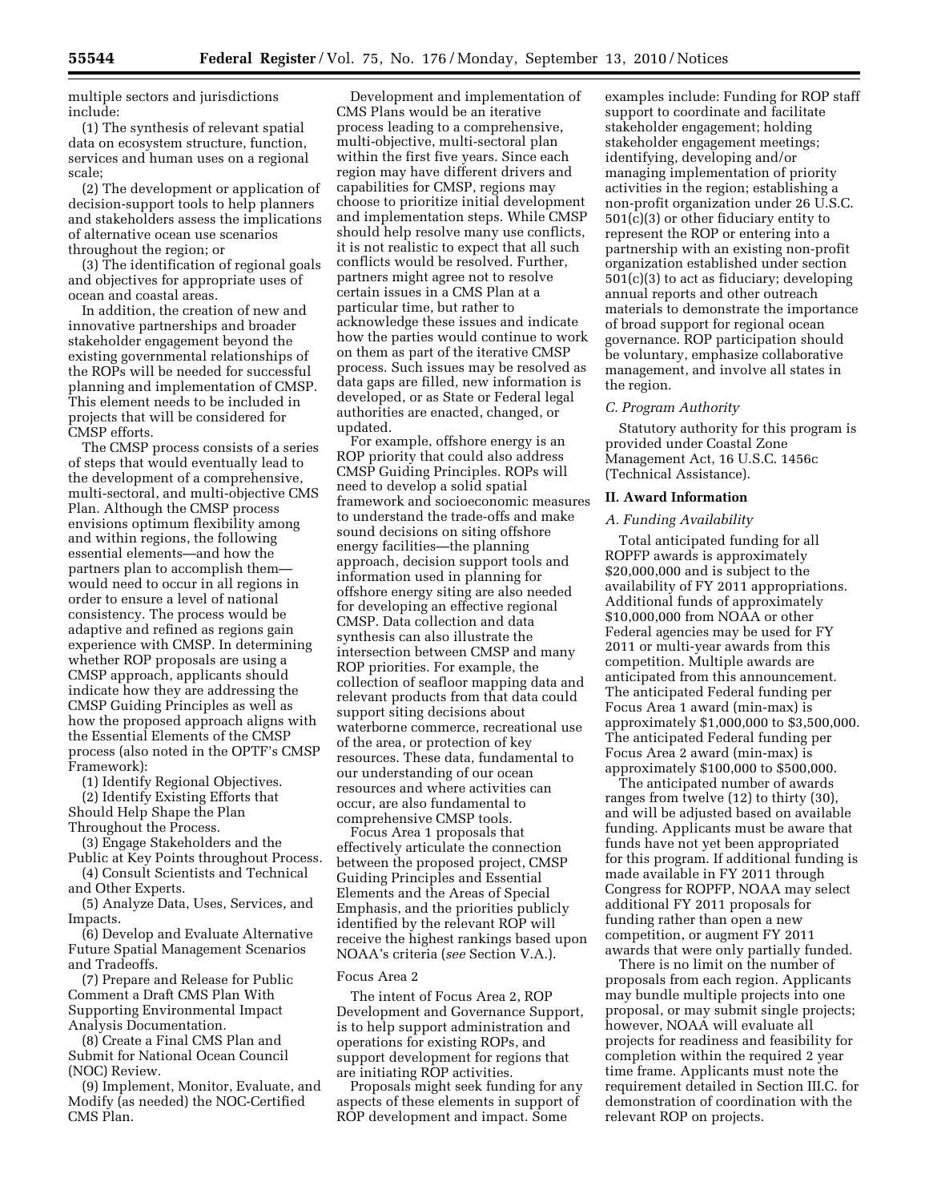multiple sectors and jurisdictions include:

(1) The synthesis of relevant spatial data on ecosystem structure, function, services and human uses on a regional scale;

(2) The development or application of decision-support tools to help planners and stakeholders assess the implications of alternative ocean use scenarios throughout the region; or

(3) The identification of regional goals and objectives for appropriate uses of ocean and coastal areas.

In addition, the creation of new and innovative partnerships and broader stakeholder engagement beyond the existing governmental relationships of the ROPs will be needed for successful planning and implementation of CMSP. This element needs to be included in projects that will be considered for CMSP efforts.

The CMSP process consists of a series of steps that would eventually lead to the development of a comprehensive, multi-sectoral, and multi-objective CMS Plan. Although the CMSP process envisions optimum flexibility among and within regions, the following essential elements—and how the partners plan to accomplish them—would need to occur in all regions in order to ensure a level of national consistency. The process would be adaptive and refined as regions gain experience with CMSP. In determining whether ROP proposals are using a CMSP approach, applicants should indicate how they are addressing the CMSP Guiding Principles as well as how the proposed approach aligns with the Essential Elements of the CMSP process (also noted in the OPTF's CMSP Framework):

(1) Identify Regional Objectives.

(2) Identify Existing Efforts that Should Help Shape the Plan Throughout the Process.

(3) Engage Stakeholders and the Public at Key Points throughout Process.

(4) Consult Scientists and Technical and Other Experts.

(5) Analyze Data, Uses, Services, and Impacts.

(6) Develop and Evaluate Alternative Future Spatial Management Scenarios and Tradeoffs.

(7) Prepare and Release for Public Comment a Draft CMS Plan With Supporting Environmental Impact Analysis Documentation.

(8) Create a Final CMS Plan and Submit for National Ocean Council (NOC) Review.

(9) Implement, Monitor, Evaluate, and Modify (as needed) the NOC-Certified CMS Plan.

Development and implementation of CMS Plans would be an iterative process leading to a comprehensive, multi-objective, multi-sectoral plan within the first five years. Since each region may have different drivers and capabilities for CMSP, regions may choose to prioritize initial development and implementation steps. While CMSP should help resolve many use conflicts, it is not realistic to expect that all such conflicts would be resolved. Further, partners might agree not to resolve certain issues in a CMS Plan at a particular time, but rather to acknowledge these issues and indicate how the parties would continue to work on them as part of the iterative CMSP process. Such issues may be resolved as data gaps are filled, new information is developed, or as State or Federal legal authorities are enacted, changed, or updated.

For example, offshore energy is an ROP priority that could also address CMSP Guiding Principles. ROPs will need to develop a solid spatial framework and socioeconomic measures to understand the trade-offs and make sound decisions on siting offshore energy facilities—the planning approach, decision support tools and information used in planning for offshore energy siting are also needed for developing an effective regional CMSP. Data collection and data synthesis can also illustrate the intersection between CMSP and many ROP priorities. For example, the collection of seafloor mapping data and relevant products from that data could support siting decisions about waterborne commerce, recreational use of the area, or protection of key resources. These data, fundamental to our understanding of our ocean resources and where activities can occur, are also fundamental to comprehensive CMSP tools.

Focus Area 1 proposals that effectively articulate the connection between the proposed project, CMSP Guiding Principles and Essential Elements and the Areas of Special Emphasis, and the priorities publicly identified by the relevant ROP will receive the highest rankings based upon NOAA's criteria (*see* Section V.A.).

Focus Area 2

The intent of Focus Area 2, ROP Development and Governance Support, is to help support administration and operations for existing ROPs, and support development for regions that are initiating ROP activities.

Proposals might seek funding for any aspects of these elements in support of ROP development and impact. Some examples include: Funding for ROP staff support to coordinate and facilitate stakeholder engagement; holding stakeholder engagement meetings; identifying, developing and/or managing implementation of priority activities in the region; establishing a non-profit organization under 26 U.S.C. 501(c)(3) or other fiduciary entity to represent the ROP or entering into a partnership with an existing non-profit organization established under section 501(c)(3) to act as fiduciary; developing annual reports and other outreach materials to demonstrate the importance of broad support for regional ocean governance. ROP participation should be voluntary, emphasize collaborative management, and involve all states in the region.

### *C. Program Authority*

Statutory authority for this program is provided under Coastal Zone Management Act, 16 U.S.C. 1456c (Technical Assistance).

## II. Award Information

### *A. Funding Availability*

Total anticipated funding for all ROPFP awards is approximately $20,000,000 and is subject to the availability of FY 2011 appropriations. Additional funds of approximately $10,000,000 from NOAA or other Federal agencies may be used for FY 2011 or multi-year awards from this competition. Multiple awards are anticipated from this announcement. The anticipated Federal funding per Focus Area 1 award (min-max) is approximately $1,000,000 to $3,500,000. The anticipated Federal funding per Focus Area 2 award (min-max) is approximately $100,000 to $500,000.

The anticipated number of awards ranges from twelve (12) to thirty (30), and will be adjusted based on available funding. Applicants must be aware that funds have not yet been appropriated for this program. If additional funding is made available in FY 2011 through Congress for ROPFP, NOAA may select additional FY 2011 proposals for funding rather than open a new competition, or augment FY 2011 awards that were only partially funded.

There is no limit on the number of proposals from each region. Applicants may bundle multiple projects into one proposal, or may submit single projects; however, NOAA will evaluate all projects for readiness and feasibility for completion within the required 2 year time frame. Applicants must note the requirement detailed in Section III.C. for demonstration of coordination with the relevant ROP on projects.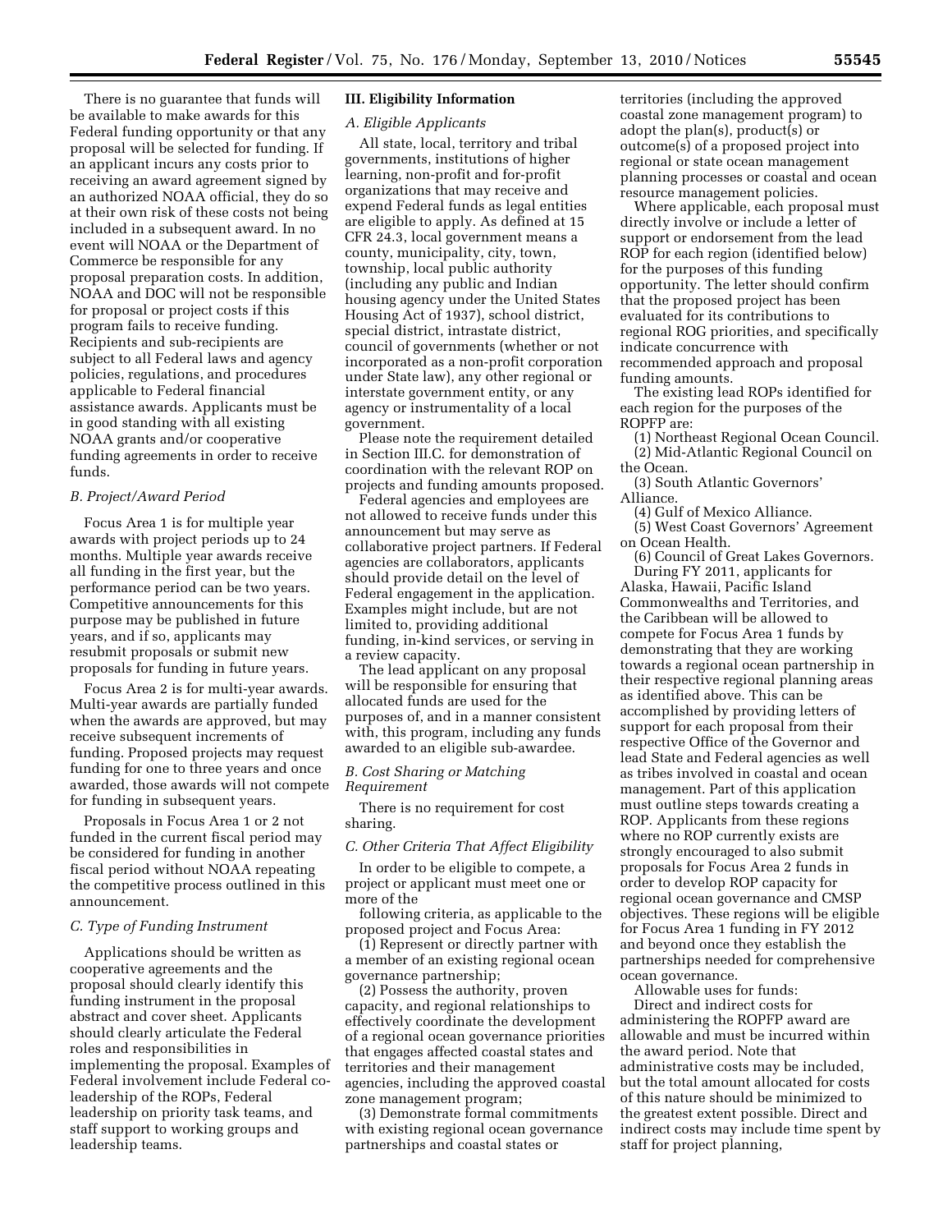There is no guarantee that funds will be available to make awards for this Federal funding opportunity or that any proposal will be selected for funding. If an applicant incurs any costs prior to receiving an award agreement signed by an authorized NOAA official, they do so at their own risk of these costs not being included in a subsequent award. In no event will NOAA or the Department of Commerce be responsible for any proposal preparation costs. In addition, NOAA and DOC will not be responsible for proposal or project costs if this program fails to receive funding. Recipients and sub-recipients are subject to all Federal laws and agency policies, regulations, and procedures applicable to Federal financial assistance awards. Applicants must be in good standing with all existing NOAA grants and/or cooperative funding agreements in order to receive funds.

### *B. Project/Award Period*

Focus Area 1 is for multiple year awards with project periods up to 24 months. Multiple year awards receive all funding in the first year, but the performance period can be two years. Competitive announcements for this purpose may be published in future years, and if so, applicants may resubmit proposals or submit new proposals for funding in future years.

Focus Area 2 is for multi-year awards. Multi-year awards are partially funded when the awards are approved, but may receive subsequent increments of funding. Proposed projects may request funding for one to three years and once awarded, those awards will not compete for funding in subsequent years.

Proposals in Focus Area 1 or 2 not funded in the current fiscal period may be considered for funding in another fiscal period without NOAA repeating the competitive process outlined in this announcement.

### *C. Type of Funding Instrument*

Applications should be written as cooperative agreements and the proposal should clearly identify this funding instrument in the proposal abstract and cover sheet. Applicants should clearly articulate the Federal roles and responsibilities in implementing the proposal. Examples of Federal involvement include Federal co-leadership of the ROPs, Federal leadership on priority task teams, and staff support to working groups and leadership teams.

## III. Eligibility Information

### *A. Eligible Applicants*

All state, local, territory and tribal governments, institutions of higher learning, non-profit and for-profit organizations that may receive and expend Federal funds as legal entities are eligible to apply. As defined at 15 CFR 24.3, local government means a county, municipality, city, town, township, local public authority (including any public and Indian housing agency under the United States Housing Act of 1937), school district, special district, intrastate district, council of governments (whether or not incorporated as a non-profit corporation under State law), any other regional or interstate government entity, or any agency or instrumentality of a local government.

Please note the requirement detailed in Section III.C. for demonstration of coordination with the relevant ROP on projects and funding amounts proposed.

Federal agencies and employees are not allowed to receive funds under this announcement but may serve as collaborative project partners. If Federal agencies are collaborators, applicants should provide detail on the level of Federal engagement in the application. Examples might include, but are not limited to, providing additional funding, in-kind services, or serving in a review capacity.

The lead applicant on any proposal will be responsible for ensuring that allocated funds are used for the purposes of, and in a manner consistent with, this program, including any funds awarded to an eligible sub-awardee.

### *B. Cost Sharing or Matching Requirement*

There is no requirement for cost sharing.

### *C. Other Criteria That Affect Eligibility*

In order to be eligible to compete, a project or applicant must meet one or more of the following criteria, as applicable to the proposed project and Focus Area:

(1) Represent or directly partner with a member of an existing regional ocean governance partnership;

(2) Possess the authority, proven capacity, and regional relationships to effectively coordinate the development of a regional ocean governance priorities that engages affected coastal states and territories and their management agencies, including the approved coastal zone management program;

(3) Demonstrate formal commitments with existing regional ocean governance partnerships and coastal states or territories (including the approved coastal zone management program) to adopt the plan(s), product(s) or outcome(s) of a proposed project into regional or state ocean management planning processes or coastal and ocean resource management policies.

Where applicable, each proposal must directly involve or include a letter of support or endorsement from the lead ROP for each region (identified below) for the purposes of this funding opportunity. The letter should confirm that the proposed project has been evaluated for its contributions to regional ROG priorities, and specifically indicate concurrence with recommended approach and proposal funding amounts.

The existing lead ROPs identified for each region for the purposes of the ROPFP are:

(1) Northeast Regional Ocean Council.
(2) Mid-Atlantic Regional Council on the Ocean.
(3) South Atlantic Governors' Alliance.
(4) Gulf of Mexico Alliance.
(5) West Coast Governors' Agreement on Ocean Health.
(6) Council of Great Lakes Governors.

During FY 2011, applicants for Alaska, Hawaii, Pacific Island Commonwealths and Territories, and the Caribbean will be allowed to compete for Focus Area 1 funds by demonstrating that they are working towards a regional ocean partnership in their respective regional planning areas as identified above. This can be accomplished by providing letters of support for each proposal from their respective Office of the Governor and lead State and Federal agencies as well as tribes involved in coastal and ocean management. Part of this application must outline steps towards creating a ROP. Applicants from these regions where no ROP currently exists are strongly encouraged to also submit proposals for Focus Area 2 funds in order to develop ROP capacity for regional ocean governance and CMSP objectives. These regions will be eligible for Focus Area 1 funding in FY 2012 and beyond once they establish the partnerships needed for comprehensive ocean governance.

Allowable uses for funds:

Direct and indirect costs for administering the ROPFP award are allowable and must be incurred within the award period. Note that administrative costs may be included, but the total amount allocated for costs of this nature should be minimized to the greatest extent possible. Direct and indirect costs may include time spent by staff for project planning,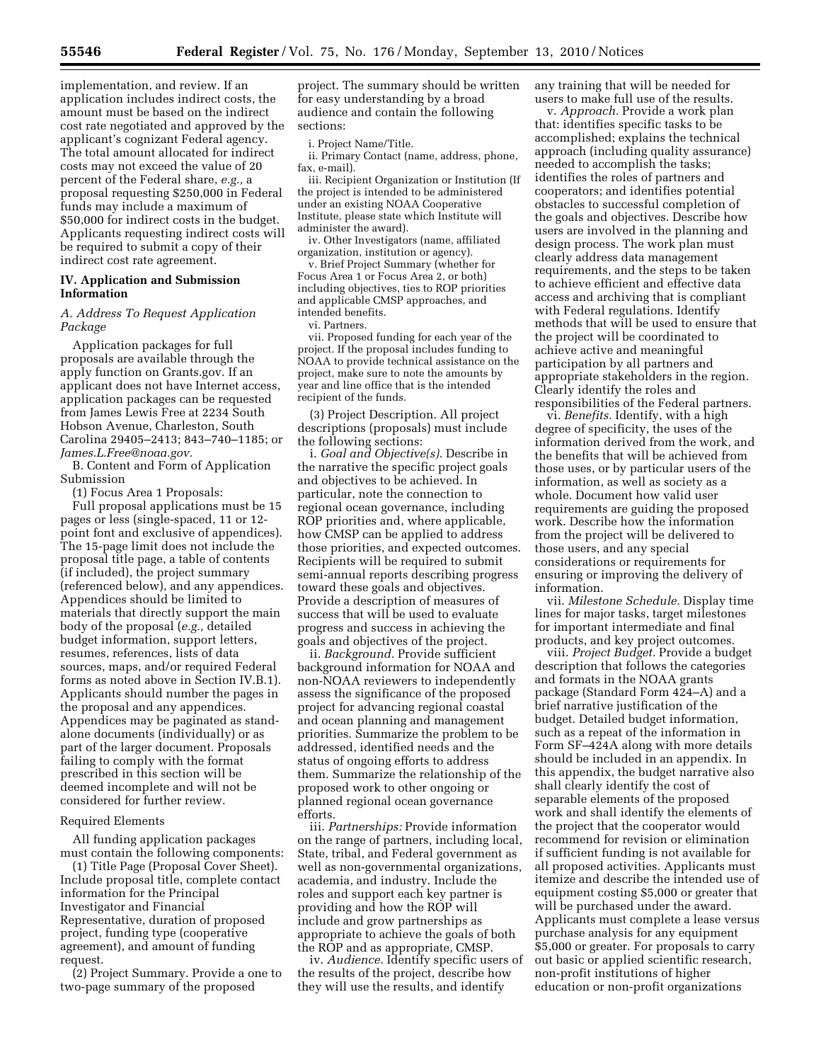implementation, and review. If an application includes indirect costs, the amount must be based on the indirect cost rate negotiated and approved by the applicant's cognizant Federal agency. The total amount allocated for indirect costs may not exceed the value of 20 percent of the Federal share, *e.g.,* a proposal requesting $250,000 in Federal funds may include a maximum of $50,000 for indirect costs in the budget. Applicants requesting indirect costs will be required to submit a copy of their indirect cost rate agreement.

## IV. Application and Submission Information

### *A. Address To Request Application Package*

Application packages for full proposals are available through the apply function on Grants.gov. If an applicant does not have Internet access, application packages can be requested from James Lewis Free at 2234 South Hobson Avenue, Charleston, South Carolina 29405–2413; 843–740–1185; or *James.L.Free@noaa.gov.*

B. Content and Form of Application Submission

(1) Focus Area 1 Proposals:

Full proposal applications must be 15 pages or less (single-spaced, 11 or 12-point font and exclusive of appendices). The 15-page limit does not include the proposal title page, a table of contents (if included), the project summary (referenced below), and any appendices. Appendices should be limited to materials that directly support the main body of the proposal (*e.g.,* detailed budget information, support letters, resumes, references, lists of data sources, maps, and/or required Federal forms as noted above in Section IV.B.1). Applicants should number the pages in the proposal and any appendices. Appendices may be paginated as stand-alone documents (individually) or as part of the larger document. Proposals failing to comply with the format prescribed in this section will be deemed incomplete and will not be considered for further review.

Required Elements

All funding application packages must contain the following components:

(1) Title Page (Proposal Cover Sheet). Include proposal title, complete contact information for the Principal Investigator and Financial Representative, duration of proposed project, funding type (cooperative agreement), and amount of funding request.

(2) Project Summary. Provide a one to two-page summary of the proposed project. The summary should be written for easy understanding by a broad audience and contain the following sections:

i. Project Name/Title.

ii. Primary Contact (name, address, phone, fax, e-mail).

iii. Recipient Organization or Institution (If the project is intended to be administered under an existing NOAA Cooperative Institute, please state which Institute will administer the award).

iv. Other Investigators (name, affiliated organization, institution or agency).

v. Brief Project Summary (whether for Focus Area 1 or Focus Area 2, or both) including objectives, ties to ROP priorities and applicable CMSP approaches, and intended benefits.

vi. Partners.

vii. Proposed funding for each year of the project. If the proposal includes funding to NOAA to provide technical assistance on the project, make sure to note the amounts by year and line office that is the intended recipient of the funds.

(3) Project Description. All project descriptions (proposals) must include the following sections:

i. *Goal and Objective(s).* Describe in the narrative the specific project goals and objectives to be achieved. In particular, note the connection to regional ocean governance, including ROP priorities and, where applicable, how CMSP can be applied to address those priorities, and expected outcomes. Recipients will be required to submit semi-annual reports describing progress toward these goals and objectives. Provide a description of measures of success that will be used to evaluate progress and success in achieving the goals and objectives of the project.

ii. *Background.* Provide sufficient background information for NOAA and non-NOAA reviewers to independently assess the significance of the proposed project for advancing regional coastal and ocean planning and management priorities. Summarize the problem to be addressed, identified needs and the status of ongoing efforts to address them. Summarize the relationship of the proposed work to other ongoing or planned regional ocean governance efforts.

iii. *Partnerships:* Provide information on the range of partners, including local, State, tribal, and Federal government as well as non-governmental organizations, academia, and industry. Include the roles and support each key partner is providing and how the ROP will include and grow partnerships as appropriate to achieve the goals of both the ROP and as appropriate, CMSP.

iv. *Audience.* Identify specific users of the results of the project, describe how they will use the results, and identify any training that will be needed for users to make full use of the results.

v. *Approach.* Provide a work plan that: identifies specific tasks to be accomplished; explains the technical approach (including quality assurance) needed to accomplish the tasks; identifies the roles of partners and cooperators; and identifies potential obstacles to successful completion of the goals and objectives. Describe how users are involved in the planning and design process. The work plan must clearly address data management requirements, and the steps to be taken to achieve efficient and effective data access and archiving that is compliant with Federal regulations. Identify methods that will be used to ensure that the project will be coordinated to achieve active and meaningful participation by all partners and appropriate stakeholders in the region. Clearly identify the roles and responsibilities of the Federal partners.

vi. *Benefits.* Identify, with a high degree of specificity, the uses of the information derived from the work, and the benefits that will be achieved from those uses, or by particular users of the information, as well as society as a whole. Document how valid user requirements are guiding the proposed work. Describe how the information from the project will be delivered to those users, and any special considerations or requirements for ensuring or improving the delivery of information.

vii. *Milestone Schedule.* Display time lines for major tasks, target milestones for important intermediate and final products, and key project outcomes.

viii. *Project Budget.* Provide a budget description that follows the categories and formats in the NOAA grants package (Standard Form 424–A) and a brief narrative justification of the budget. Detailed budget information, such as a repeat of the information in Form SF–424A along with more details should be included in an appendix. In this appendix, the budget narrative also shall clearly identify the cost of separable elements of the proposed work and shall identify the elements of the project that the cooperator would recommend for revision or elimination if sufficient funding is not available for all proposed activities. Applicants must itemize and describe the intended use of equipment costing $5,000 or greater that will be purchased under the award. Applicants must complete a lease versus purchase analysis for any equipment $5,000 or greater. For proposals to carry out basic or applied scientific research, non-profit institutions of higher education or non-profit organizations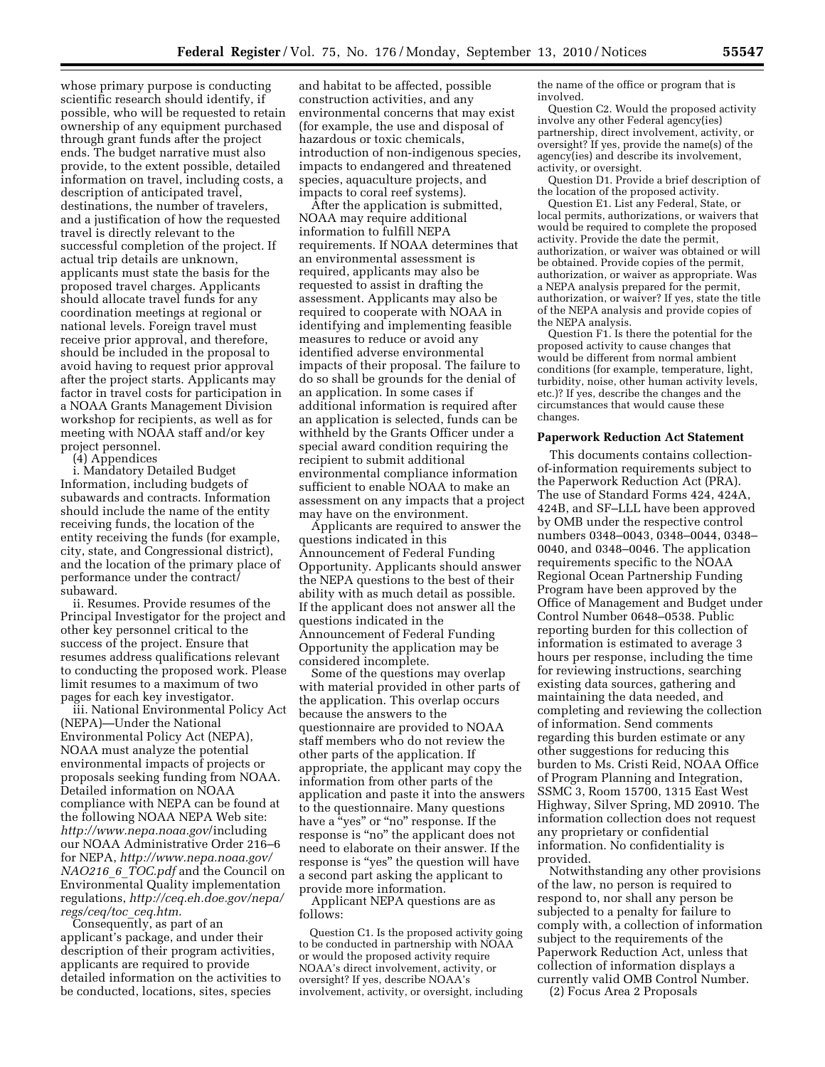whose primary purpose is conducting scientific research should identify, if possible, who will be requested to retain ownership of any equipment purchased through grant funds after the project ends. The budget narrative must also provide, to the extent possible, detailed information on travel, including costs, a description of anticipated travel, destinations, the number of travelers, and a justification of how the requested travel is directly relevant to the successful completion of the project. If actual trip details are unknown, applicants must state the basis for the proposed travel charges. Applicants should allocate travel funds for any coordination meetings at regional or national levels. Foreign travel must receive prior approval, and therefore, should be included in the proposal to avoid having to request prior approval after the project starts. Applicants may factor in travel costs for participation in a NOAA Grants Management Division workshop for recipients, as well as for meeting with NOAA staff and/or key project personnel.

(4) Appendices

i. Mandatory Detailed Budget Information, including budgets of subawards and contracts. Information should include the name of the entity receiving funds, the location of the entity receiving the funds (for example, city, state, and Congressional district), and the location of the primary place of performance under the contract/subaward.

ii. Resumes. Provide resumes of the Principal Investigator for the project and other key personnel critical to the success of the project. Ensure that resumes address qualifications relevant to conducting the proposed work. Please limit resumes to a maximum of two pages for each key investigator.

iii. National Environmental Policy Act (NEPA)—Under the National Environmental Policy Act (NEPA), NOAA must analyze the potential environmental impacts of projects or proposals seeking funding from NOAA. Detailed information on NOAA compliance with NEPA can be found at the following NOAA NEPA Web site: *http://www.nepa.noaa.gov/*including our NOAA Administrative Order 216–6 for NEPA, *http://www.nepa.noaa.gov/NAO216_6_TOC.pdf* and the Council on Environmental Quality implementation regulations, *http://ceq.eh.doe.gov/nepa/regs/ceq/toc_ceq.htm.*

Consequently, as part of an applicant's package, and under their description of their program activities, applicants are required to provide detailed information on the activities to be conducted, locations, sites, species and habitat to be affected, possible construction activities, and any environmental concerns that may exist (for example, the use and disposal of hazardous or toxic chemicals, introduction of non-indigenous species, impacts to endangered and threatened species, aquaculture projects, and impacts to coral reef systems).

After the application is submitted, NOAA may require additional information to fulfill NEPA requirements. If NOAA determines that an environmental assessment is required, applicants may also be requested to assist in drafting the assessment. Applicants may also be required to cooperate with NOAA in identifying and implementing feasible measures to reduce or avoid any identified adverse environmental impacts of their proposal. The failure to do so shall be grounds for the denial of an application. In some cases if additional information is required after an application is selected, funds can be withheld by the Grants Officer under a special award condition requiring the recipient to submit additional environmental compliance information sufficient to enable NOAA to make an assessment on any impacts that a project may have on the environment.

Applicants are required to answer the questions indicated in this Announcement of Federal Funding Opportunity. Applicants should answer the NEPA questions to the best of their ability with as much detail as possible. If the applicant does not answer all the questions indicated in the Announcement of Federal Funding Opportunity the application may be considered incomplete.

Some of the questions may overlap with material provided in other parts of the application. This overlap occurs because the answers to the questionnaire are provided to NOAA staff members who do not review the other parts of the application. If appropriate, the applicant may copy the information from other parts of the application and paste it into the answers to the questionnaire. Many questions have a "yes" or "no" response. If the response is "no" the applicant does not need to elaborate on their answer. If the response is "yes" the question will have a second part asking the applicant to provide more information.

Applicant NEPA questions are as follows:

Question C1. Is the proposed activity going to be conducted in partnership with NOAA or would the proposed activity require NOAA's direct involvement, activity, or oversight? If yes, describe NOAA's involvement, activity, or oversight, including the name of the office or program that is involved.

Question C2. Would the proposed activity involve any other Federal agency(ies) partnership, direct involvement, activity, or oversight? If yes, provide the name(s) of the agency(ies) and describe its involvement, activity, or oversight.

Question D1. Provide a brief description of the location of the proposed activity.

Question E1. List any Federal, State, or local permits, authorizations, or waivers that would be required to complete the proposed activity. Provide the date the permit, authorization, or waiver was obtained or will be obtained. Provide copies of the permit, authorization, or waiver as appropriate. Was a NEPA analysis prepared for the permit, authorization, or waiver? If yes, state the title of the NEPA analysis and provide copies of the NEPA analysis.

Question F1. Is there the potential for the proposed activity to cause changes that would be different from normal ambient conditions (for example, temperature, light, turbidity, noise, other human activity levels, etc.)? If yes, describe the changes and the circumstances that would cause these changes.

**Paperwork Reduction Act Statement**

This documents contains collection-of-information requirements subject to the Paperwork Reduction Act (PRA). The use of Standard Forms 424, 424A, 424B, and SF–LLL have been approved by OMB under the respective control numbers 0348–0043, 0348–0044, 0348–0040, and 0348–0046. The application requirements specific to the NOAA Regional Ocean Partnership Funding Program have been approved by the Office of Management and Budget under Control Number 0648–0538. Public reporting burden for this collection of information is estimated to average 3 hours per response, including the time for reviewing instructions, searching existing data sources, gathering and maintaining the data needed, and completing and reviewing the collection of information. Send comments regarding this burden estimate or any other suggestions for reducing this burden to Ms. Cristi Reid, NOAA Office of Program Planning and Integration, SSMC 3, Room 15700, 1315 East West Highway, Silver Spring, MD 20910. The information collection does not request any proprietary or confidential information. No confidentiality is provided.

Notwithstanding any other provisions of the law, no person is required to respond to, nor shall any person be subjected to a penalty for failure to comply with, a collection of information subject to the requirements of the Paperwork Reduction Act, unless that collection of information displays a currently valid OMB Control Number.

(2) Focus Area 2 Proposals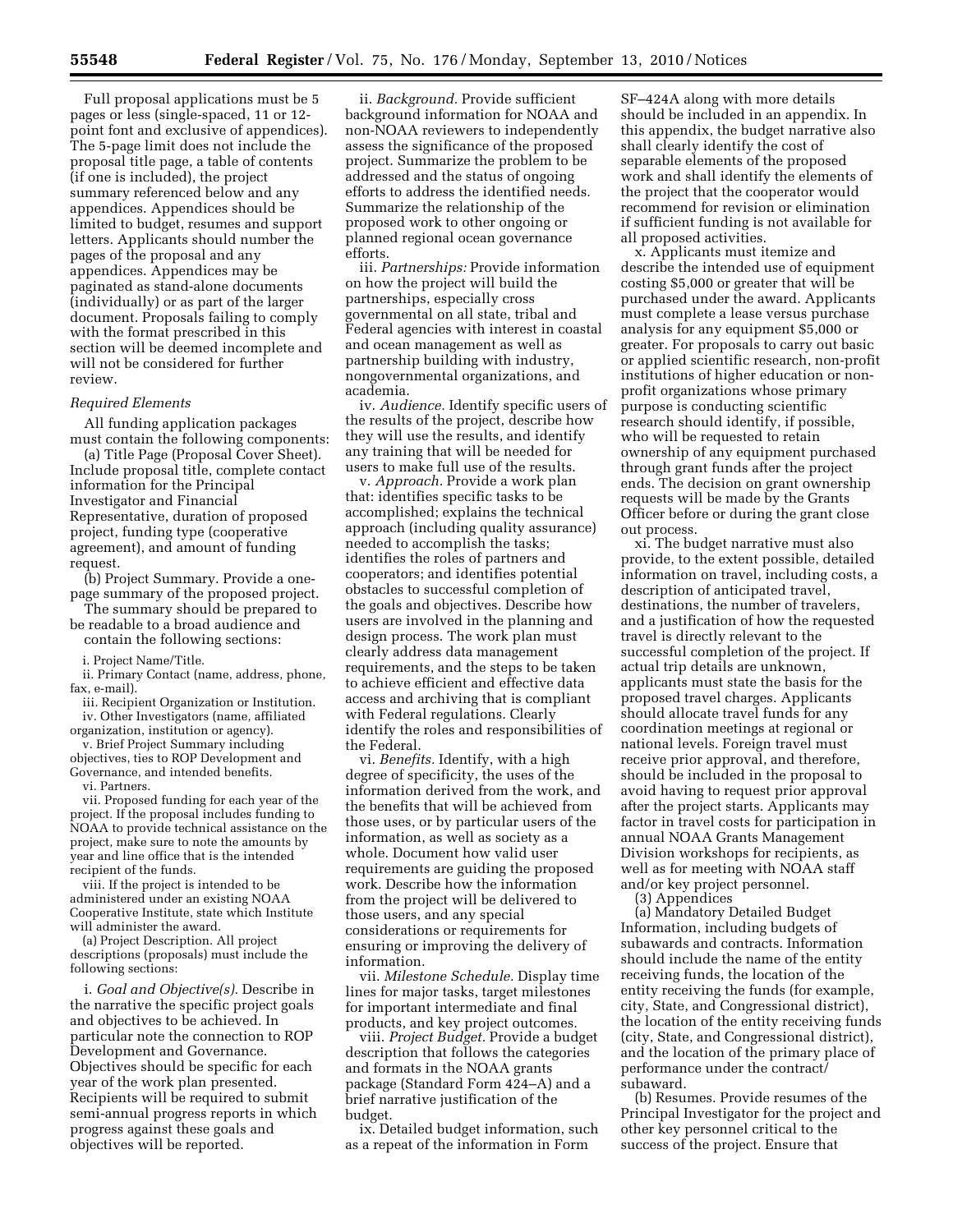Full proposal applications must be 5 pages or less (single-spaced, 11 or 12-point font and exclusive of appendices). The 5-page limit does not include the proposal title page, a table of contents (if one is included), the project summary referenced below and any appendices. Appendices should be limited to budget, resumes and support letters. Applicants should number the pages of the proposal and any appendices. Appendices may be paginated as stand-alone documents (individually) or as part of the larger document. Proposals failing to comply with the format prescribed in this section will be deemed incomplete and will not be considered for further review.

*Required Elements*

All funding application packages must contain the following components:

(a) Title Page (Proposal Cover Sheet). Include proposal title, complete contact information for the Principal Investigator and Financial Representative, duration of proposed project, funding type (cooperative agreement), and amount of funding request.

(b) Project Summary. Provide a one-page summary of the proposed project.

The summary should be prepared to be readable to a broad audience and contain the following sections:

i. Project Name/Title.

ii. Primary Contact (name, address, phone, fax, e-mail).

iii. Recipient Organization or Institution.

iv. Other Investigators (name, affiliated organization, institution or agency).

v. Brief Project Summary including objectives, ties to ROP Development and Governance, and intended benefits.

vi. Partners.

vii. Proposed funding for each year of the project. If the proposal includes funding to NOAA to provide technical assistance on the project, make sure to note the amounts by year and line office that is the intended recipient of the funds.

viii. If the project is intended to be administered under an existing NOAA Cooperative Institute, state which Institute will administer the award.

(a) Project Description. All project descriptions (proposals) must include the following sections:

i. *Goal and Objective(s).* Describe in the narrative the specific project goals and objectives to be achieved. In particular note the connection to ROP Development and Governance. Objectives should be specific for each year of the work plan presented. Recipients will be required to submit semi-annual progress reports in which progress against these goals and objectives will be reported.

ii. *Background.* Provide sufficient background information for NOAA and non-NOAA reviewers to independently assess the significance of the proposed project. Summarize the problem to be addressed and the status of ongoing efforts to address the identified needs. Summarize the relationship of the proposed work to other ongoing or planned regional ocean governance efforts.

iii. *Partnerships:* Provide information on how the project will build the partnerships, especially cross governmental on all state, tribal and Federal agencies with interest in coastal and ocean management as well as partnership building with industry, nongovernmental organizations, and academia.

iv. *Audience.* Identify specific users of the results of the project, describe how they will use the results, and identify any training that will be needed for users to make full use of the results.

v. *Approach.* Provide a work plan that: identifies specific tasks to be accomplished; explains the technical approach (including quality assurance) needed to accomplish the tasks; identifies the roles of partners and cooperators; and identifies potential obstacles to successful completion of the goals and objectives. Describe how users are involved in the planning and design process. The work plan must clearly address data management requirements, and the steps to be taken to achieve efficient and effective data access and archiving that is compliant with Federal regulations. Clearly identify the roles and responsibilities of the Federal.

vi. *Benefits.* Identify, with a high degree of specificity, the uses of the information derived from the work, and the benefits that will be achieved from those uses, or by particular users of the information, as well as society as a whole. Document how valid user requirements are guiding the proposed work. Describe how the information from the project will be delivered to those users, and any special considerations or requirements for ensuring or improving the delivery of information.

vii. *Milestone Schedule.* Display time lines for major tasks, target milestones for important intermediate and final products, and key project outcomes.

viii. *Project Budget.* Provide a budget description that follows the categories and formats in the NOAA grants package (Standard Form 424–A) and a brief narrative justification of the budget.

ix. Detailed budget information, such as a repeat of the information in Form SF–424A along with more details should be included in an appendix. In this appendix, the budget narrative also shall clearly identify the cost of separable elements of the proposed work and shall identify the elements of the project that the cooperator would recommend for revision or elimination if sufficient funding is not available for all proposed activities.

x. Applicants must itemize and describe the intended use of equipment costing $5,000 or greater that will be purchased under the award. Applicants must complete a lease versus purchase analysis for any equipment $5,000 or greater. For proposals to carry out basic or applied scientific research, non-profit institutions of higher education or non-profit organizations whose primary purpose is conducting scientific research should identify, if possible, who will be requested to retain ownership of any equipment purchased through grant funds after the project ends. The decision on grant ownership requests will be made by the Grants Officer before or during the grant close out process.

xi. The budget narrative must also provide, to the extent possible, detailed information on travel, including costs, a description of anticipated travel, destinations, the number of travelers, and a justification of how the requested travel is directly relevant to the successful completion of the project. If actual trip details are unknown, applicants must state the basis for the proposed travel charges. Applicants should allocate travel funds for any coordination meetings at regional or national levels. Foreign travel must receive prior approval, and therefore, should be included in the proposal to avoid having to request prior approval after the project starts. Applicants may factor in travel costs for participation in annual NOAA Grants Management Division workshops for recipients, as well as for meeting with NOAA staff and/or key project personnel.

(3) Appendices

(a) Mandatory Detailed Budget Information, including budgets of subawards and contracts. Information should include the name of the entity receiving funds, the location of the entity receiving the funds (for example, city, State, and Congressional district), the location of the entity receiving funds (city, State, and Congressional district), and the location of the primary place of performance under the contract/subaward.

(b) Resumes. Provide resumes of the Principal Investigator for the project and other key personnel critical to the success of the project. Ensure that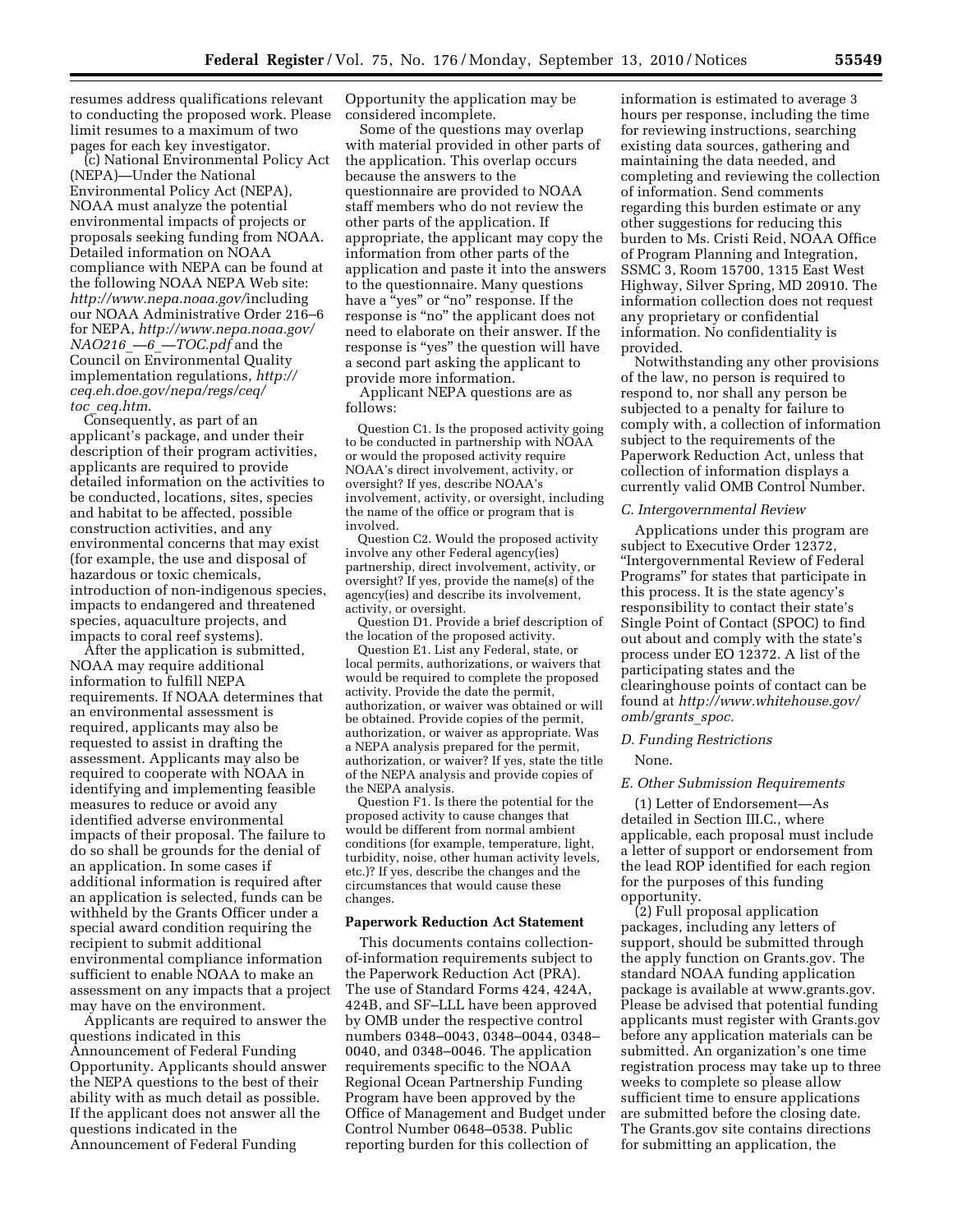resumes address qualifications relevant to conducting the proposed work. Please limit resumes to a maximum of two pages for each key investigator.

(c) National Environmental Policy Act (NEPA)—Under the National Environmental Policy Act (NEPA), NOAA must analyze the potential environmental impacts of projects or proposals seeking funding from NOAA. Detailed information on NOAA compliance with NEPA can be found at the following NOAA NEPA Web site: *http://www.nepa.noaa.gov/*including our NOAA Administrative Order 216–6 for NEPA, *http://www.nepa.noaa.gov/NAO216_—6_—TOC.pdf* and the Council on Environmental Quality implementation regulations, *http://ceq.eh.doe.gov/nepa/regs/ceq/toc_ceq.htm*.

Consequently, as part of an applicant's package, and under their description of their program activities, applicants are required to provide detailed information on the activities to be conducted, locations, sites, species and habitat to be affected, possible construction activities, and any environmental concerns that may exist (for example, the use and disposal of hazardous or toxic chemicals, introduction of non-indigenous species, impacts to endangered and threatened species, aquaculture projects, and impacts to coral reef systems).

After the application is submitted, NOAA may require additional information to fulfill NEPA requirements. If NOAA determines that an environmental assessment is required, applicants may also be requested to assist in drafting the assessment. Applicants may also be required to cooperate with NOAA in identifying and implementing feasible measures to reduce or avoid any identified adverse environmental impacts of their proposal. The failure to do so shall be grounds for the denial of an application. In some cases if additional information is required after an application is selected, funds can be withheld by the Grants Officer under a special award condition requiring the recipient to submit additional environmental compliance information sufficient to enable NOAA to make an assessment on any impacts that a project may have on the environment.

Applicants are required to answer the questions indicated in this Announcement of Federal Funding Opportunity. Applicants should answer the NEPA questions to the best of their ability with as much detail as possible. If the applicant does not answer all the questions indicated in the Announcement of Federal Funding Opportunity the application may be considered incomplete.

Some of the questions may overlap with material provided in other parts of the application. This overlap occurs because the answers to the questionnaire are provided to NOAA staff members who do not review the other parts of the application. If appropriate, the applicant may copy the information from other parts of the application and paste it into the answers to the questionnaire. Many questions have a "yes" or "no" response. If the response is "no" the applicant does not need to elaborate on their answer. If the response is "yes" the question will have a second part asking the applicant to provide more information.

Applicant NEPA questions are as follows:

Question C1. Is the proposed activity going to be conducted in partnership with NOAA or would the proposed activity require NOAA's direct involvement, activity, or oversight? If yes, describe NOAA's involvement, activity, or oversight, including the name of the office or program that is involved.

Question C2. Would the proposed activity involve any other Federal agency(ies) partnership, direct involvement, activity, or oversight? If yes, provide the name(s) of the agency(ies) and describe its involvement, activity, or oversight.

Question D1. Provide a brief description of the location of the proposed activity.

Question E1. List any Federal, state, or local permits, authorizations, or waivers that would be required to complete the proposed activity. Provide the date the permit, authorization, or waiver was obtained or will be obtained. Provide copies of the permit, authorization, or waiver as appropriate. Was a NEPA analysis prepared for the permit, authorization, or waiver? If yes, state the title of the NEPA analysis and provide copies of the NEPA analysis.

Question F1. Is there the potential for the proposed activity to cause changes that would be different from normal ambient conditions (for example, temperature, light, turbidity, noise, other human activity levels, etc.)? If yes, describe the changes and the circumstances that would cause these changes.

**Paperwork Reduction Act Statement**

This documents contains collection-of-information requirements subject to the Paperwork Reduction Act (PRA). The use of Standard Forms 424, 424A, 424B, and SF–LLL have been approved by OMB under the respective control numbers 0348–0043, 0348–0044, 0348–0040, and 0348–0046. The application requirements specific to the NOAA Regional Ocean Partnership Funding Program have been approved by the Office of Management and Budget under Control Number 0648–0538. Public reporting burden for this collection of information is estimated to average 3 hours per response, including the time for reviewing instructions, searching existing data sources, gathering and maintaining the data needed, and completing and reviewing the collection of information. Send comments regarding this burden estimate or any other suggestions for reducing this burden to Ms. Cristi Reid, NOAA Office of Program Planning and Integration, SSMC 3, Room 15700, 1315 East West Highway, Silver Spring, MD 20910. The information collection does not request any proprietary or confidential information. No confidentiality is provided.

Notwithstanding any other provisions of the law, no person is required to respond to, nor shall any person be subjected to a penalty for failure to comply with, a collection of information subject to the requirements of the Paperwork Reduction Act, unless that collection of information displays a currently valid OMB Control Number.

*C. Intergovernmental Review*

Applications under this program are subject to Executive Order 12372, "Intergovernmental Review of Federal Programs" for states that participate in this process. It is the state agency's responsibility to contact their state's Single Point of Contact (SPOC) to find out about and comply with the state's process under EO 12372. A list of the participating states and the clearinghouse points of contact can be found at *http://www.whitehouse.gov/omb/grants_spoc.*

*D. Funding Restrictions*

None.

*E. Other Submission Requirements*

(1) Letter of Endorsement—As detailed in Section III.C., where applicable, each proposal must include a letter of support or endorsement from the lead ROP identified for each region for the purposes of this funding opportunity.

(2) Full proposal application packages, including any letters of support, should be submitted through the apply function on Grants.gov. The standard NOAA funding application package is available at www.grants.gov. Please be advised that potential funding applicants must register with Grants.gov before any application materials can be submitted. An organization's one time registration process may take up to three weeks to complete so please allow sufficient time to ensure applications are submitted before the closing date. The Grants.gov site contains directions for submitting an application, the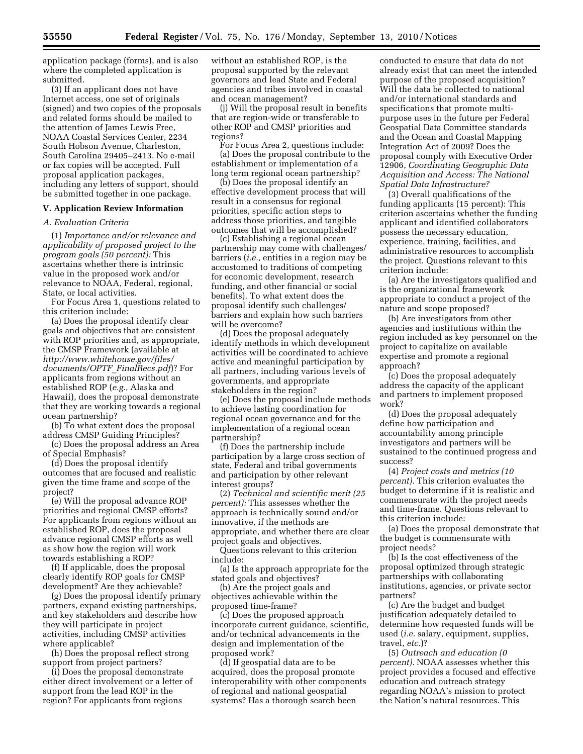application package (forms), and is also where the completed application is submitted.

(3) If an applicant does not have Internet access, one set of originals (signed) and two copies of the proposals and related forms should be mailed to the attention of James Lewis Free, NOAA Coastal Services Center, 2234 South Hobson Avenue, Charleston, South Carolina 29405–2413. No e-mail or fax copies will be accepted. Full proposal application packages, including any letters of support, should be submitted together in one package.

### V. Application Review Information

*A. Evaluation Criteria*

(1) *Importance and/or relevance and applicability of proposed project to the program goals (50 percent):* This ascertains whether there is intrinsic value in the proposed work and/or relevance to NOAA, Federal, regional, State, or local activities.

For Focus Area 1, questions related to this criterion include:

(a) Does the proposal identify clear goals and objectives that are consistent with ROP priorities and, as appropriate, the CMSP Framework (available at *http://www.whitehouse.gov/files/documents/OPTF_FinalRecs.pdf*)? For applicants from regions without an established ROP (*e.g.,* Alaska and Hawaii), does the proposal demonstrate that they are working towards a regional ocean partnership?

(b) To what extent does the proposal address CMSP Guiding Principles?

(c) Does the proposal address an Area of Special Emphasis?

(d) Does the proposal identify outcomes that are focused and realistic given the time frame and scope of the project?

(e) Will the proposal advance ROP priorities and regional CMSP efforts? For applicants from regions without an established ROP, does the proposal advance regional CMSP efforts as well as show how the region will work towards establishing a ROP?

(f) If applicable, does the proposal clearly identify ROP goals for CMSP development? Are they achievable?

(g) Does the proposal identify primary partners, expand existing partnerships, and key stakeholders and describe how they will participate in project activities, including CMSP activities where applicable?

(h) Does the proposal reflect strong support from project partners?

(i) Does the proposal demonstrate either direct involvement or a letter of support from the lead ROP in the region? For applicants from regions without an established ROP, is the proposal supported by the relevant governors and lead State and Federal agencies and tribes involved in coastal and ocean management?

(j) Will the proposal result in benefits that are region-wide or transferable to other ROP and CMSP priorities and regions?

For Focus Area 2, questions include:

(a) Does the proposal contribute to the establishment or implementation of a long term regional ocean partnership?

(b) Does the proposal identify an effective development process that will result in a consensus for regional priorities, specific action steps to address those priorities, and tangible outcomes that will be accomplished?

(c) Establishing a regional ocean partnership may come with challenges/barriers (*i.e.,* entities in a region may be accustomed to traditions of competing for economic development, research funding, and other financial or social benefits). To what extent does the proposal identify such challenges/barriers and explain how such barriers will be overcome?

(d) Does the proposal adequately identify methods in which development activities will be coordinated to achieve active and meaningful participation by all partners, including various levels of governments, and appropriate stakeholders in the region?

(e) Does the proposal include methods to achieve lasting coordination for regional ocean governance and for the implementation of a regional ocean partnership?

(f) Does the partnership include participation by a large cross section of state, Federal and tribal governments and participation by other relevant interest groups?

(2) *Technical and scientific merit (25 percent):* This assesses whether the approach is technically sound and/or innovative, if the methods are appropriate, and whether there are clear project goals and objectives.

Questions relevant to this criterion include:

(a) Is the approach appropriate for the stated goals and objectives?

(b) Are the project goals and objectives achievable within the proposed time-frame?

(c) Does the proposed approach incorporate current guidance, scientific, and/or technical advancements in the design and implementation of the proposed work?

(d) If geospatial data are to be acquired, does the proposal promote interoperability with other components of regional and national geospatial systems? Has a thorough search been conducted to ensure that data do not already exist that can meet the intended purpose of the proposed acquisition? Will the data be collected to national and/or international standards and specifications that promote multi-purpose uses in the future per Federal Geospatial Data Committee standards and the Ocean and Coastal Mapping Integration Act of 2009? Does the proposal comply with Executive Order 12906, *Coordinating Geographic Data Acquisition and Access: The National Spatial Data Infrastructure?*

(3) Overall qualifications of the funding applicants (15 percent): This criterion ascertains whether the funding applicant and identified collaborators possess the necessary education, experience, training, facilities, and administrative resources to accomplish the project. Questions relevant to this criterion include:

(a) Are the investigators qualified and is the organizational framework appropriate to conduct a project of the nature and scope proposed?

(b) Are investigators from other agencies and institutions within the region included as key personnel on the project to capitalize on available expertise and promote a regional approach?

(c) Does the proposal adequately address the capacity of the applicant and partners to implement proposed work?

(d) Does the proposal adequately define how participation and accountability among principle investigators and partners will be sustained to the continued progress and success?

(4) *Project costs and metrics (10 percent).* This criterion evaluates the budget to determine if it is realistic and commensurate with the project needs and time-frame. Questions relevant to this criterion include:

(a) Does the proposal demonstrate that the budget is commensurate with project needs?

(b) Is the cost effectiveness of the proposal optimized through strategic partnerships with collaborating institutions, agencies, or private sector partners?

(c) Are the budget and budget justification adequately detailed to determine how requested funds will be used (*i.e.* salary, equipment, supplies, travel, *etc.*)?

(5) *Outreach and education (0 percent).* NOAA assesses whether this project provides a focused and effective education and outreach strategy regarding NOAA's mission to protect the Nation's natural resources. This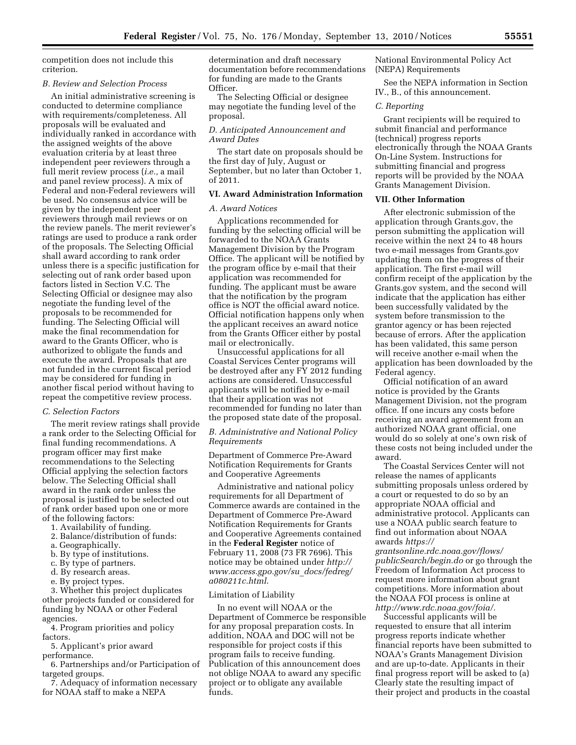competition does not include this criterion.

### B. Review and Selection Process

An initial administrative screening is conducted to determine compliance with requirements/completeness. All proposals will be evaluated and individually ranked in accordance with the assigned weights of the above evaluation criteria by at least three independent peer reviewers through a full merit review process (*i.e.,* a mail and panel review process). A mix of Federal and non-Federal reviewers will be used. No consensus advice will be given by the independent peer reviewers through mail reviews or on the review panels. The merit reviewer's ratings are used to produce a rank order of the proposals. The Selecting Official shall award according to rank order unless there is a specific justification for selecting out of rank order based upon factors listed in Section V.C. The Selecting Official or designee may also negotiate the funding level of the proposals to be recommended for funding. The Selecting Official will make the final recommendation for award to the Grants Officer, who is authorized to obligate the funds and execute the award. Proposals that are not funded in the current fiscal period may be considered for funding in another fiscal period without having to repeat the competitive review process.

### C. Selection Factors

The merit review ratings shall provide a rank order to the Selecting Official for final funding recommendations. A program officer may first make recommendations to the Selecting Official applying the selection factors below. The Selecting Official shall award in the rank order unless the proposal is justified to be selected out of rank order based upon one or more of the following factors:

1. Availability of funding.
2. Balance/distribution of funds:
   a. Geographically.
   b. By type of institutions.
   c. By type of partners.
   d. By research areas.
   e. By project types.
3. Whether this project duplicates other projects funded or considered for funding by NOAA or other Federal agencies.
4. Program priorities and policy factors.
5. Applicant's prior award performance.
6. Partnerships and/or Participation of targeted groups.
7. Adequacy of information necessary for NOAA staff to make a NEPA determination and draft necessary documentation before recommendations for funding are made to the Grants Officer.

The Selecting Official or designee may negotiate the funding level of the proposal.

### D. Anticipated Announcement and Award Dates

The start date on proposals should be the first day of July, August or September, but no later than October 1, of 2011.

## VI. Award Administration Information

### A. Award Notices

Applications recommended for funding by the selecting official will be forwarded to the NOAA Grants Management Division by the Program Office. The applicant will be notified by the program office by e-mail that their application was recommended for funding. The applicant must be aware that the notification by the program office is NOT the official award notice. Official notification happens only when the applicant receives an award notice from the Grants Officer either by postal mail or electronically.

Unsuccessful applications for all Coastal Services Center programs will be destroyed after any FY 2012 funding actions are considered. Unsuccessful applicants will be notified by e-mail that their application was not recommended for funding no later than the proposed state date of the proposal.

### B. Administrative and National Policy Requirements

Department of Commerce Pre-Award Notification Requirements for Grants and Cooperative Agreements

Administrative and national policy requirements for all Department of Commerce awards are contained in the Department of Commerce Pre-Award Notification Requirements for Grants and Cooperative Agreements contained in the **Federal Register** notice of February 11, 2008 (73 FR 7696). This notice may be obtained under *http://www.access.gpo.gov/su_docs/fedreg/a080211c.html*.

Limitation of Liability

In no event will NOAA or the Department of Commerce be responsible for any proposal preparation costs. In addition, NOAA and DOC will not be responsible for project costs if this program fails to receive funding. Publication of this announcement does not oblige NOAA to award any specific project or to obligate any available funds.

National Environmental Policy Act (NEPA) Requirements

See the NEPA information in Section IV., B., of this announcement.

### C. Reporting

Grant recipients will be required to submit financial and performance (technical) progress reports electronically through the NOAA Grants On-Line System. Instructions for submitting financial and progress reports will be provided by the NOAA Grants Management Division.

## VII. Other Information

After electronic submission of the application through Grants.gov, the person submitting the application will receive within the next 24 to 48 hours two e-mail messages from Grants.gov updating them on the progress of their application. The first e-mail will confirm receipt of the application by the Grants.gov system, and the second will indicate that the application has either been successfully validated by the system before transmission to the grantor agency or has been rejected because of errors. After the application has been validated, this same person will receive another e-mail when the application has been downloaded by the Federal agency.

Official notification of an award notice is provided by the Grants Management Division, not the program office. If one incurs any costs before receiving an award agreement from an authorized NOAA grant official, one would do so solely at one's own risk of these costs not being included under the award.

The Coastal Services Center will not release the names of applicants submitting proposals unless ordered by a court or requested to do so by an appropriate NOAA official and administrative protocol. Applicants can use a NOAA public search feature to find out information about NOAA awards *https://grantsonline.rdc.noaa.gov/flows/publicSearch/begin.do* or go through the Freedom of Information Act process to request more information about grant competitions. More information about the NOAA FOI process is online at *http://www.rdc.noaa.gov/foia/.*

Successful applicants will be requested to ensure that all interim progress reports indicate whether financial reports have been submitted to NOAA's Grants Management Division and are up-to-date. Applicants in their final progress report will be asked to (a) Clearly state the resulting impact of their project and products in the coastal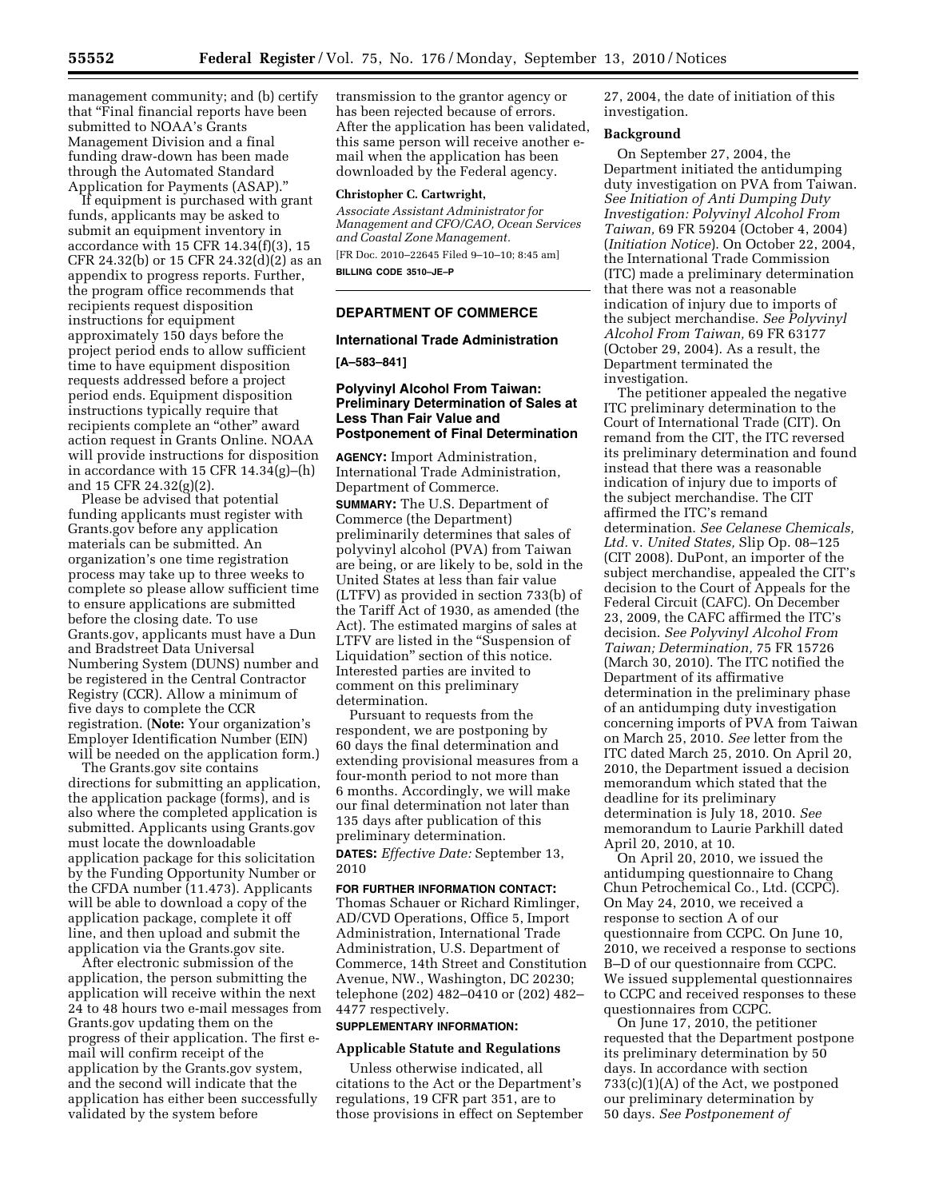management community; and (b) certify that "Final financial reports have been submitted to NOAA's Grants Management Division and a final funding draw-down has been made through the Automated Standard Application for Payments (ASAP)."

If equipment is purchased with grant funds, applicants may be asked to submit an equipment inventory in accordance with 15 CFR 14.34(f)(3), 15 CFR 24.32(b) or 15 CFR 24.32(d)(2) as an appendix to progress reports. Further, the program office recommends that recipients request disposition instructions for equipment approximately 150 days before the project period ends to allow sufficient time to have equipment disposition requests addressed before a project period ends. Equipment disposition instructions typically require that recipients complete an "other" award action request in Grants Online. NOAA will provide instructions for disposition in accordance with 15 CFR 14.34(g)–(h) and 15 CFR 24.32(g)(2).

Please be advised that potential funding applicants must register with Grants.gov before any application materials can be submitted. An organization's one time registration process may take up to three weeks to complete so please allow sufficient time to ensure applications are submitted before the closing date. To use Grants.gov, applicants must have a Dun and Bradstreet Data Universal Numbering System (DUNS) number and be registered in the Central Contractor Registry (CCR). Allow a minimum of five days to complete the CCR registration. (**Note:** Your organization's Employer Identification Number (EIN) will be needed on the application form.)

The Grants.gov site contains directions for submitting an application, the application package (forms), and is also where the completed application is submitted. Applicants using Grants.gov must locate the downloadable application package for this solicitation by the Funding Opportunity Number or the CFDA number (11.473). Applicants will be able to download a copy of the application package, complete it off line, and then upload and submit the application via the Grants.gov site.

After electronic submission of the application, the person submitting the application will receive within the next 24 to 48 hours two e-mail messages from Grants.gov updating them on the progress of their application. The first e-mail will confirm receipt of the application by the Grants.gov system, and the second will indicate that the application has either been successfully validated by the system before transmission to the grantor agency or has been rejected because of errors. After the application has been validated, this same person will receive another e-mail when the application has been downloaded by the Federal agency.

**Christopher C. Cartwright,**

*Associate Assistant Administrator for Management and CFO/CAO, Ocean Services and Coastal Zone Management.*

[FR Doc. 2010–22645 Filed 9–10–10; 8:45 am]

**BILLING CODE 3510–JE–P**

---

## DEPARTMENT OF COMMERCE

### International Trade Administration

**[A–583–841]**

### Polyvinyl Alcohol From Taiwan: Preliminary Determination of Sales at Less Than Fair Value and Postponement of Final Determination

**AGENCY:** Import Administration, International Trade Administration, Department of Commerce.

**SUMMARY:** The U.S. Department of Commerce (the Department) preliminarily determines that sales of polyvinyl alcohol (PVA) from Taiwan are being, or are likely to be, sold in the United States at less than fair value (LTFV) as provided in section 733(b) of the Tariff Act of 1930, as amended (the Act). The estimated margins of sales at LTFV are listed in the "Suspension of Liquidation" section of this notice. Interested parties are invited to comment on this preliminary determination.

Pursuant to requests from the respondent, we are postponing by 60 days the final determination and extending provisional measures from a four-month period to not more than 6 months. Accordingly, we will make our final determination not later than 135 days after publication of this preliminary determination.

**DATES:** *Effective Date:* September 13, 2010

**FOR FURTHER INFORMATION CONTACT:** Thomas Schauer or Richard Rimlinger, AD/CVD Operations, Office 5, Import Administration, International Trade Administration, U.S. Department of Commerce, 14th Street and Constitution Avenue, NW., Washington, DC 20230; telephone (202) 482–0410 or (202) 482–4477 respectively.

**SUPPLEMENTARY INFORMATION:**

#### Applicable Statute and Regulations

Unless otherwise indicated, all citations to the Act or the Department's regulations, 19 CFR part 351, are to those provisions in effect on September 27, 2004, the date of initiation of this investigation.

#### Background

On September 27, 2004, the Department initiated the antidumping duty investigation on PVA from Taiwan. *See Initiation of Anti Dumping Duty Investigation: Polyvinyl Alcohol From Taiwan,* 69 FR 59204 (October 4, 2004) (*Initiation Notice*). On October 22, 2004, the International Trade Commission (ITC) made a preliminary determination that there was not a reasonable indication of injury due to imports of the subject merchandise. *See Polyvinyl Alcohol From Taiwan,* 69 FR 63177 (October 29, 2004). As a result, the Department terminated the investigation.

The petitioner appealed the negative ITC preliminary determination to the Court of International Trade (CIT). On remand from the CIT, the ITC reversed its preliminary determination and found instead that there was a reasonable indication of injury due to imports of the subject merchandise. The CIT affirmed the ITC's remand determination. *See Celanese Chemicals, Ltd.* v. *United States,* Slip Op. 08–125 (CIT 2008). DuPont, an importer of the subject merchandise, appealed the CIT's decision to the Court of Appeals for the Federal Circuit (CAFC). On December 23, 2009, the CAFC affirmed the ITC's decision. *See Polyvinyl Alcohol From Taiwan; Determination,* 75 FR 15726 (March 30, 2010). The ITC notified the Department of its affirmative determination in the preliminary phase of an antidumping duty investigation concerning imports of PVA from Taiwan on March 25, 2010. *See* letter from the ITC dated March 25, 2010. On April 20, 2010, the Department issued a decision memorandum which stated that the deadline for its preliminary determination is July 18, 2010. *See* memorandum to Laurie Parkhill dated April 20, 2010, at 10.

On April 20, 2010, we issued the antidumping questionnaire to Chang Chun Petrochemical Co., Ltd. (CCPC). On May 24, 2010, we received a response to section A of our questionnaire from CCPC. On June 10, 2010, we received a response to sections B–D of our questionnaire from CCPC. We issued supplemental questionnaires to CCPC and received responses to these questionnaires from CCPC.

On June 17, 2010, the petitioner requested that the Department postpone its preliminary determination by 50 days. In accordance with section 733(c)(1)(A) of the Act, we postponed our preliminary determination by 50 days. *See Postponement of*